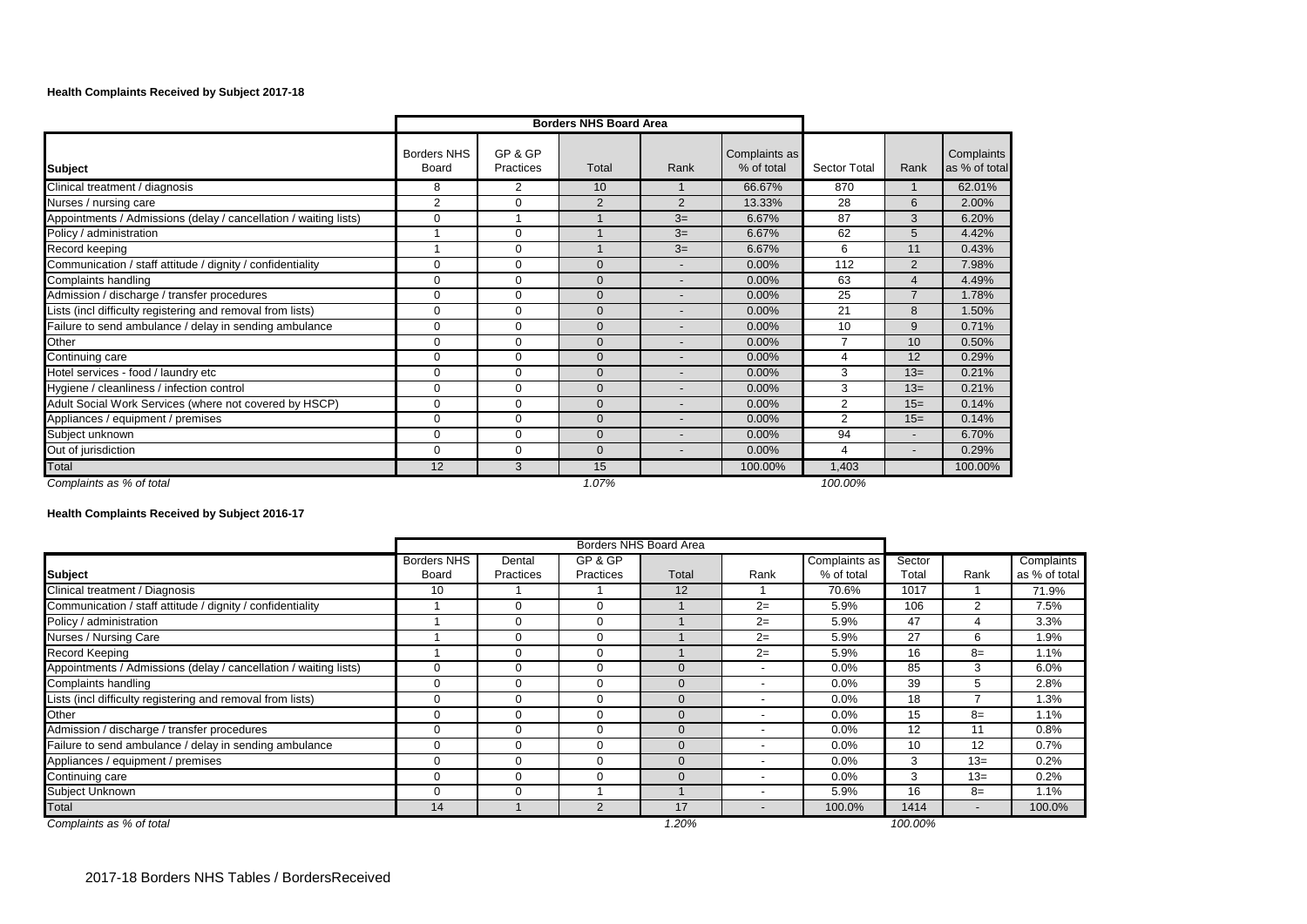**Health Complaints Received by Subject 2017-18**

| | Borders NHS Board Area | | | | | | | |
|---|---|---|---|---|---|---|---|---|
| **Subject** | Borders NHS Board | GP & GP Practices | Total | Rank | Complaints as % of total | Sector Total | Rank | Complaints as % of total |
| Clinical treatment / diagnosis | 8 | 2 | 10 | 1 | 66.67% | 870 | 1 | 62.01% |
| Nurses / nursing care | 2 | 0 | 2 | 2 | 13.33% | 28 | 6 | 2.00% |
| Appointments / Admissions (delay / cancellation / waiting lists) | 0 | 1 | 1 | 3= | 6.67% | 87 | 3 | 6.20% |
| Policy / administration | 1 | 0 | 1 | 3= | 6.67% | 62 | 5 | 4.42% |
| Record keeping | 1 | 0 | 1 | 3= | 6.67% | 6 | 11 | 0.43% |
| Communication / staff attitude / dignity / confidentiality | 0 | 0 | 0 | - | 0.00% | 112 | 2 | 7.98% |
| Complaints handling | 0 | 0 | 0 | - | 0.00% | 63 | 4 | 4.49% |
| Admission / discharge / transfer procedures | 0 | 0 | 0 | - | 0.00% | 25 | 7 | 1.78% |
| Lists (incl difficulty registering and removal from lists) | 0 | 0 | 0 | - | 0.00% | 21 | 8 | 1.50% |
| Failure to send ambulance / delay in sending ambulance | 0 | 0 | 0 | - | 0.00% | 10 | 9 | 0.71% |
| Other | 0 | 0 | 0 | - | 0.00% | 7 | 10 | 0.50% |
| Continuing care | 0 | 0 | 0 | - | 0.00% | 4 | 12 | 0.29% |
| Hotel services - food / laundry etc | 0 | 0 | 0 | - | 0.00% | 3 | 13= | 0.21% |
| Hygiene / cleanliness / infection control | 0 | 0 | 0 | - | 0.00% | 3 | 13= | 0.21% |
| Adult Social Work Services (where not covered by HSCP) | 0 | 0 | 0 | - | 0.00% | 2 | 15= | 0.14% |
| Appliances / equipment / premises | 0 | 0 | 0 | - | 0.00% | 2 | 15= | 0.14% |
| Subject unknown | 0 | 0 | 0 | - | 0.00% | 94 | - | 6.70% |
| Out of jurisdiction | 0 | 0 | 0 | - | 0.00% | 4 | - | 0.29% |
| Total | 12 | 3 | 15 | | 100.00% | 1,403 | | 100.00% |
| *Complaints as % of total* | | | *1.07%* | | | *100.00%* | | |

**Health Complaints Received by Subject 2016-17**

| | Borders NHS Board Area | | | | | | | | |
|---|---|---|---|---|---|---|---|---|---|
| **Subject** | Borders NHS Board | Dental Practices | GP & GP Practices | Total | Rank | Complaints as % of total | Sector Total | Rank | Complaints as % of total |
| Clinical treatment / Diagnosis | 10 | 1 | 1 | 12 | 1 | 70.6% | 1017 | 1 | 71.9% |
| Communication / staff attitude / dignity / confidentiality | 1 | 0 | 0 | 1 | 2= | 5.9% | 106 | 2 | 7.5% |
| Policy / administration | 1 | 0 | 0 | 1 | 2= | 5.9% | 47 | 4 | 3.3% |
| Nurses / Nursing Care | 1 | 0 | 0 | 1 | 2= | 5.9% | 27 | 6 | 1.9% |
| Record Keeping | 1 | 0 | 0 | 1 | 2= | 5.9% | 16 | 8= | 1.1% |
| Appointments / Admissions (delay / cancellation / waiting lists) | 0 | 0 | 0 | 0 | - | 0.0% | 85 | 3 | 6.0% |
| Complaints handling | 0 | 0 | 0 | 0 | - | 0.0% | 39 | 5 | 2.8% |
| Lists (incl difficulty registering and removal from lists) | 0 | 0 | 0 | 0 | - | 0.0% | 18 | 7 | 1.3% |
| Other | 0 | 0 | 0 | 0 | - | 0.0% | 15 | 8= | 1.1% |
| Admission / discharge / transfer procedures | 0 | 0 | 0 | 0 | - | 0.0% | 12 | 11 | 0.8% |
| Failure to send ambulance / delay in sending ambulance | 0 | 0 | 0 | 0 | - | 0.0% | 10 | 12 | 0.7% |
| Appliances / equipment / premises | 0 | 0 | 0 | 0 | - | 0.0% | 3 | 13= | 0.2% |
| Continuing care | 0 | 0 | 0 | 0 | - | 0.0% | 3 | 13= | 0.2% |
| Subject Unknown | 0 | 0 | 1 | 1 | - | 5.9% | 16 | 8= | 1.1% |
| Total | 14 | 1 | 2 | 17 | - | 100.0% | 1414 | - | 100.0% |
| *Complaints as % of total* | | | | *1.20%* | | | *100.00%* | | |

2017-18 Borders NHS Tables / BordersReceived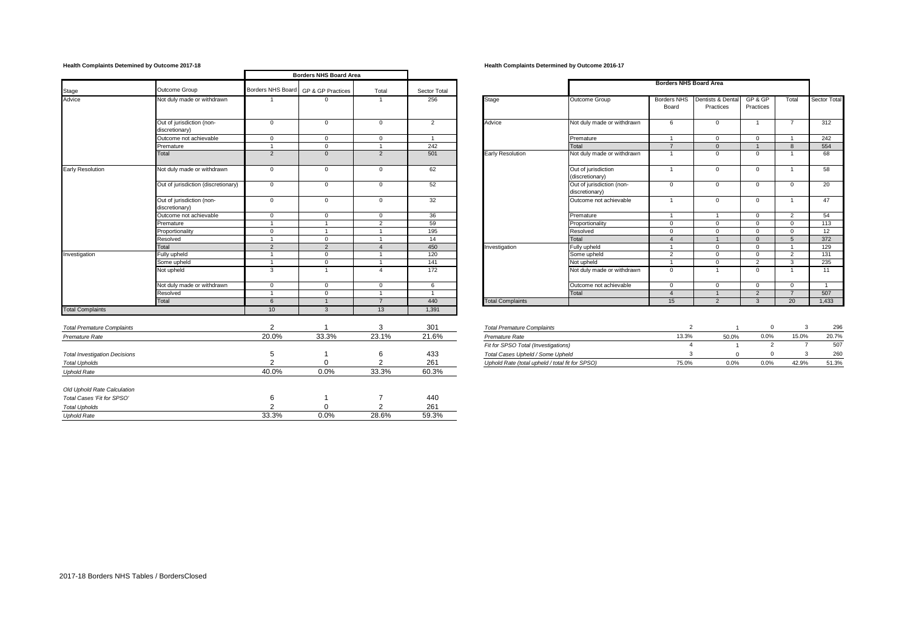**Health Complaints Detemined by Outcome 2017-18**

| Stage | Outcome Group | Borders NHS Board Area | | | Sector Total |
|---|---|---|---|---|---|
| | | Borders NHS Board | GP & GP Practices | Total | |
| Advice | Not duly made or withdrawn | 1 | 0 | 1 | 256 |
| | Out of jurisdiction (non-discretionary) | 0 | 0 | 0 | 2 |
| | Outcome not achievable | 0 | 0 | 0 | 1 |
| | Premature | 1 | 0 | 1 | 242 |
| | Total | 2 | 0 | 2 | 501 |
| Early Resolution | Not duly made or withdrawn | 0 | 0 | 0 | 62 |
| | Out of jurisdiction (discretionary) | 0 | 0 | 0 | 52 |
| | Out of jurisdiction (non-discretionary) | 0 | 0 | 0 | 32 |
| | Outcome not achievable | 0 | 0 | 0 | 36 |
| | Premature | 1 | 1 | 2 | 59 |
| | Proportionality | 0 | 1 | 1 | 195 |
| | Resolved | 1 | 0 | 1 | 14 |
| | Total | 2 | 2 | 4 | 450 |
| Investigation | Fully upheld | 1 | 0 | 1 | 120 |
| | Some upheld | 1 | 0 | 1 | 141 |
| | Not upheld | 3 | 1 | 4 | 172 |
| | Not duly made or withdrawn | 0 | 0 | 0 | 6 |
| | Resolved | 1 | 0 | 1 | 1 |
| | Total | 6 | 1 | 7 | 440 |
| Total Complaints | | 10 | 3 | 13 | 1,391 |

| | | | | |
|---|---|---|---|---|
| *Total Premature Complaints* | 2 | 1 | 3 | 301 |
| *Premature Rate* | 20.0% | 33.3% | 23.1% | 21.6% |
| *Total Investigation Decisions* | 5 | 1 | 6 | 433 |
| *Total Upholds* | 2 | 0 | 2 | 261 |
| *Uphold Rate* | 40.0% | 0.0% | 33.3% | 60.3% |
| *Old Uphold Rate Calculation* | | | | |
| *Total Cases 'Fit for SPSO'* | 6 | 1 | 7 | 440 |
| *Total Upholds* | 2 | 0 | 2 | 261 |
| *Uphold Rate* | 33.3% | 0.0% | 28.6% | 59.3% |

**Health Complaints Determined by Outcome 2016-17**

| Stage | Outcome Group | Borders NHS Board Area | | | | Sector Total |
|---|---|---|---|---|---|---|
| | | Borders NHS Board | Dentists & Dental Practices | GP & GP Practices | Total | |
| Advice | Not duly made or withdrawn | 6 | 0 | 1 | 7 | 312 |
| | Premature | 1 | 0 | 0 | 1 | 242 |
| | Total | 7 | 0 | 1 | 8 | 554 |
| Early Resolution | Not duly made or withdrawn | 1 | 0 | 0 | 1 | 68 |
| | Out of jurisdiction (discretionary) | 1 | 0 | 0 | 1 | 58 |
| | Out of jurisdiction (non-discretionary) | 0 | 0 | 0 | 0 | 20 |
| | Outcome not achievable | 1 | 0 | 0 | 1 | 47 |
| | Premature | 1 | 1 | 0 | 2 | 54 |
| | Proportionality | 0 | 0 | 0 | 0 | 113 |
| | Resolved | 0 | 0 | 0 | 0 | 12 |
| | Total | 4 | 1 | 0 | 5 | 372 |
| Investigation | Fully upheld | 1 | 0 | 0 | 1 | 129 |
| | Some upheld | 2 | 0 | 0 | 2 | 131 |
| | Not upheld | 1 | 0 | 2 | 3 | 235 |
| | Not duly made or withdrawn | 0 | 1 | 0 | 1 | 11 |
| | Outcome not achievable | 0 | 0 | 0 | 0 | 1 |
| | Total | 4 | 1 | 2 | 7 | 507 |
| Total Complaints | | 15 | 2 | 3 | 20 | 1,433 |

| | | | | | |
|---|---|---|---|---|---|
| *Total Premature Complaints* | 2 | 1 | 0 | 3 | 296 |
| *Premature Rate* | 13.3% | 50.0% | 0.0% | 15.0% | 20.7% |
| *Fit for SPSO Total (Investigations)* | 4 | 1 | 2 | 7 | 507 |
| *Total Cases Upheld / Some Upheld* | 3 | 0 | 0 | 3 | 260 |
| *Uphold Rate (total upheld / total fit for SPSO)* | 75.0% | 0.0% | 0.0% | 42.9% | 51.3% |

2017-18 Borders NHS Tables / BordersClosed